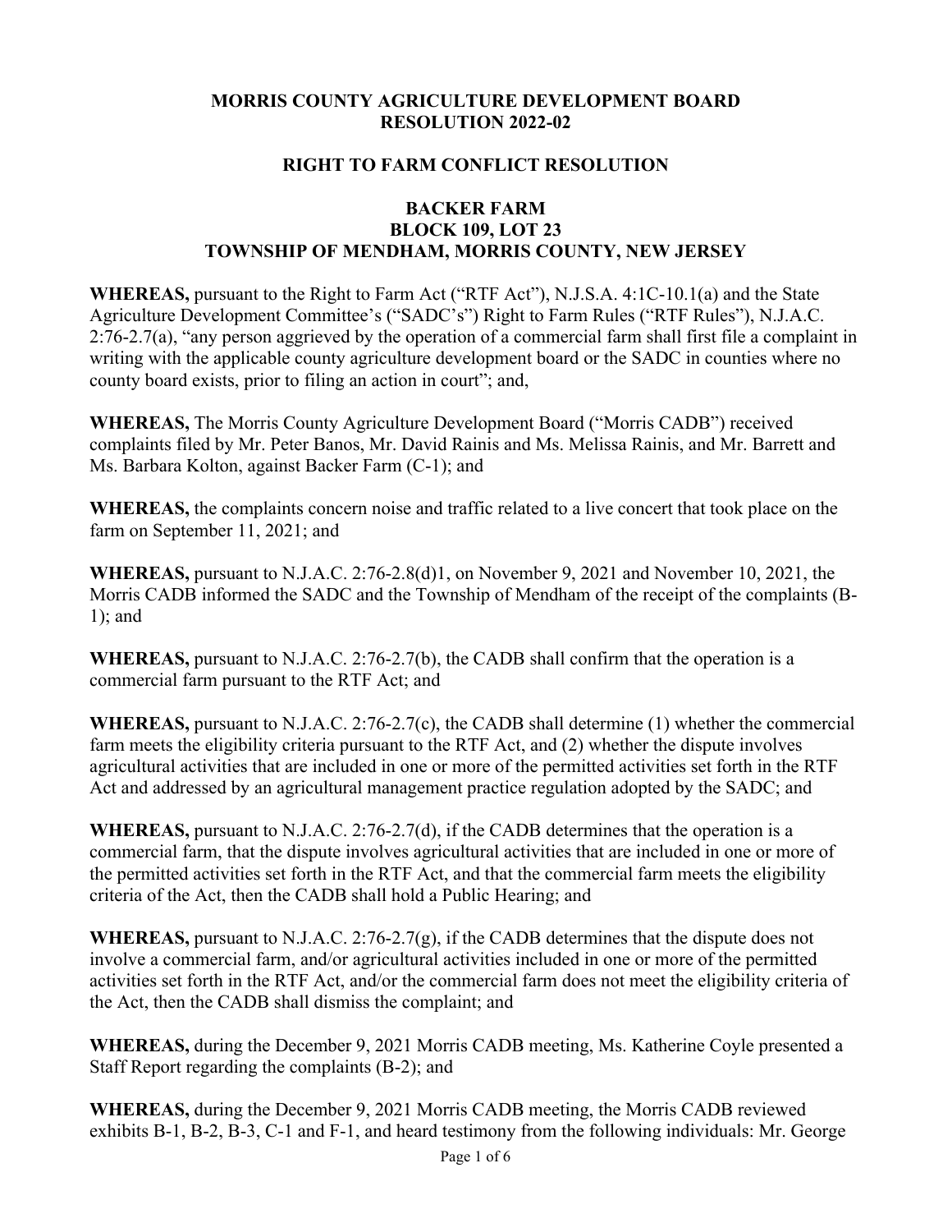**MORRIS COUNTY AGRICULTURE DEVELOPMENT BOARD**
**RESOLUTION 2022-02**

**RIGHT TO FARM CONFLICT RESOLUTION**

**BACKER FARM**
**BLOCK 109, LOT 23**
**TOWNSHIP OF MENDHAM, MORRIS COUNTY, NEW JERSEY**

**WHEREAS,** pursuant to the Right to Farm Act ("RTF Act"), N.J.S.A. 4:1C-10.1(a) and the State Agriculture Development Committee's ("SADC's") Right to Farm Rules ("RTF Rules"), N.J.A.C. 2:76-2.7(a), "any person aggrieved by the operation of a commercial farm shall first file a complaint in writing with the applicable county agriculture development board or the SADC in counties where no county board exists, prior to filing an action in court"; and,

**WHEREAS,** The Morris County Agriculture Development Board ("Morris CADB") received complaints filed by Mr. Peter Banos, Mr. David Rainis and Ms. Melissa Rainis, and Mr. Barrett and Ms. Barbara Kolton, against Backer Farm (C-1); and

**WHEREAS,** the complaints concern noise and traffic related to a live concert that took place on the farm on September 11, 2021; and

**WHEREAS,** pursuant to N.J.A.C. 2:76-2.8(d)1, on November 9, 2021 and November 10, 2021, the Morris CADB informed the SADC and the Township of Mendham of the receipt of the complaints (B-1); and

**WHEREAS,** pursuant to N.J.A.C. 2:76-2.7(b), the CADB shall confirm that the operation is a commercial farm pursuant to the RTF Act; and

**WHEREAS,** pursuant to N.J.A.C. 2:76-2.7(c), the CADB shall determine (1) whether the commercial farm meets the eligibility criteria pursuant to the RTF Act, and (2) whether the dispute involves agricultural activities that are included in one or more of the permitted activities set forth in the RTF Act and addressed by an agricultural management practice regulation adopted by the SADC; and

**WHEREAS,** pursuant to N.J.A.C. 2:76-2.7(d), if the CADB determines that the operation is a commercial farm, that the dispute involves agricultural activities that are included in one or more of the permitted activities set forth in the RTF Act, and that the commercial farm meets the eligibility criteria of the Act, then the CADB shall hold a Public Hearing; and

**WHEREAS,** pursuant to N.J.A.C. 2:76-2.7(g), if the CADB determines that the dispute does not involve a commercial farm, and/or agricultural activities included in one or more of the permitted activities set forth in the RTF Act, and/or the commercial farm does not meet the eligibility criteria of the Act, then the CADB shall dismiss the complaint; and

**WHEREAS,** during the December 9, 2021 Morris CADB meeting, Ms. Katherine Coyle presented a Staff Report regarding the complaints (B-2); and

**WHEREAS,** during the December 9, 2021 Morris CADB meeting, the Morris CADB reviewed exhibits B-1, B-2, B-3, C-1 and F-1, and heard testimony from the following individuals: Mr. George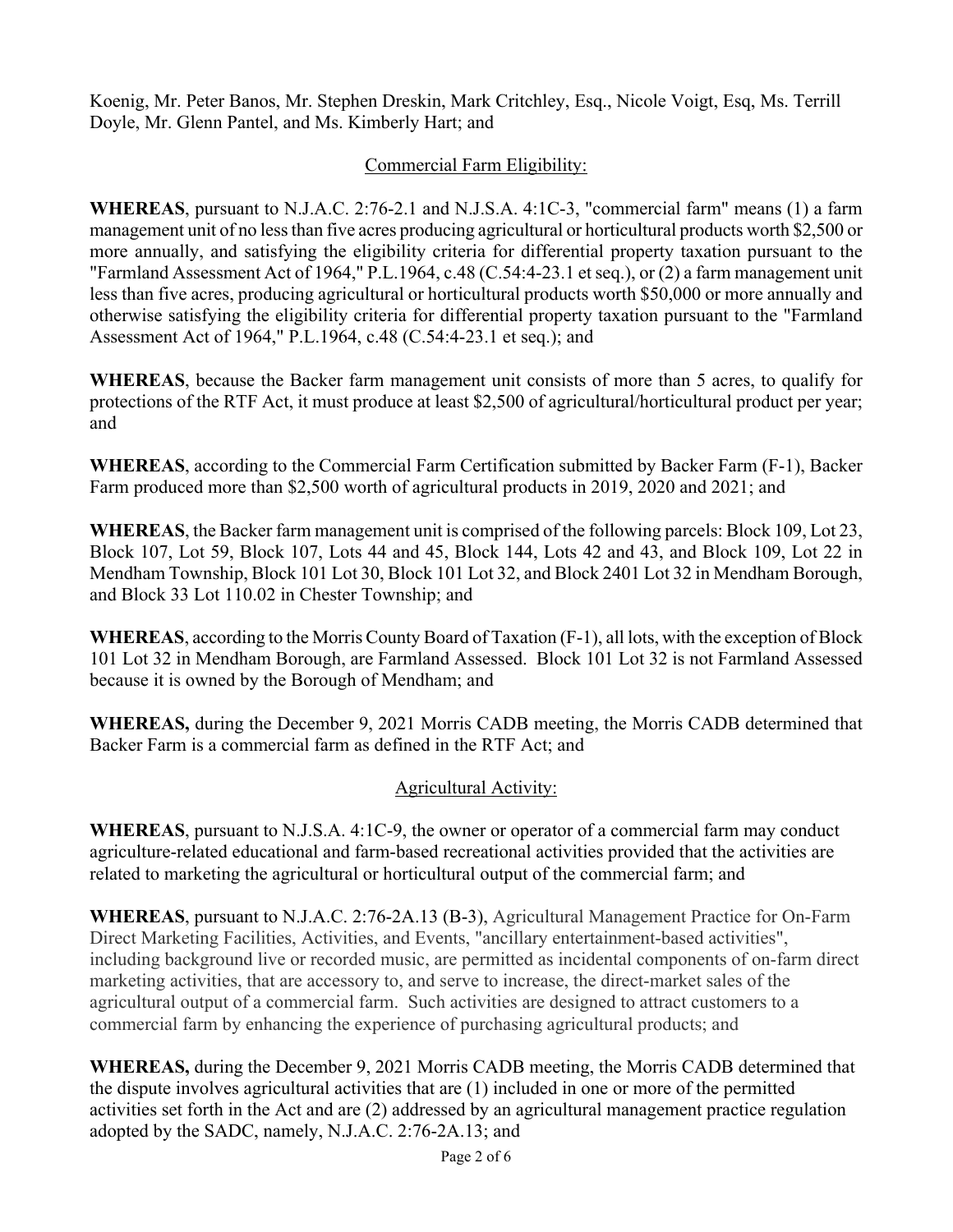Koenig, Mr. Peter Banos, Mr. Stephen Dreskin, Mark Critchley, Esq., Nicole Voigt, Esq, Ms. Terrill Doyle, Mr. Glenn Pantel, and Ms. Kimberly Hart; and

<u>Commercial Farm Eligibility:</u>

**WHEREAS**, pursuant to N.J.A.C. 2:76-2.1 and N.J.S.A. 4:1C-3, "commercial farm" means (1) a farm management unit of no less than five acres producing agricultural or horticultural products worth $2,500 or more annually, and satisfying the eligibility criteria for differential property taxation pursuant to the "Farmland Assessment Act of 1964," P.L.1964, c.48 (C.54:4-23.1 et seq.), or (2) a farm management unit less than five acres, producing agricultural or horticultural products worth $50,000 or more annually and otherwise satisfying the eligibility criteria for differential property taxation pursuant to the "Farmland Assessment Act of 1964," P.L.1964, c.48 (C.54:4-23.1 et seq.); and

**WHEREAS**, because the Backer farm management unit consists of more than 5 acres, to qualify for protections of the RTF Act, it must produce at least $2,500 of agricultural/horticultural product per year; and

**WHEREAS**, according to the Commercial Farm Certification submitted by Backer Farm (F-1), Backer Farm produced more than $2,500 worth of agricultural products in 2019, 2020 and 2021; and

**WHEREAS**, the Backer farm management unit is comprised of the following parcels: Block 109, Lot 23, Block 107, Lot 59, Block 107, Lots 44 and 45, Block 144, Lots 42 and 43, and Block 109, Lot 22 in Mendham Township, Block 101 Lot 30, Block 101 Lot 32, and Block 2401 Lot 32 in Mendham Borough, and Block 33 Lot 110.02 in Chester Township; and

**WHEREAS**, according to the Morris County Board of Taxation (F-1), all lots, with the exception of Block 101 Lot 32 in Mendham Borough, are Farmland Assessed. Block 101 Lot 32 is not Farmland Assessed because it is owned by the Borough of Mendham; and

**WHEREAS,** during the December 9, 2021 Morris CADB meeting, the Morris CADB determined that Backer Farm is a commercial farm as defined in the RTF Act; and

<u>Agricultural Activity:</u>

**WHEREAS**, pursuant to N.J.S.A. 4:1C-9, the owner or operator of a commercial farm may conduct agriculture-related educational and farm-based recreational activities provided that the activities are related to marketing the agricultural or horticultural output of the commercial farm; and

**WHEREAS**, pursuant to N.J.A.C. 2:76-2A.13 (B-3), Agricultural Management Practice for On-Farm Direct Marketing Facilities, Activities, and Events, "ancillary entertainment-based activities", including background live or recorded music, are permitted as incidental components of on-farm direct marketing activities, that are accessory to, and serve to increase, the direct-market sales of the agricultural output of a commercial farm. Such activities are designed to attract customers to a commercial farm by enhancing the experience of purchasing agricultural products; and

**WHEREAS,** during the December 9, 2021 Morris CADB meeting, the Morris CADB determined that the dispute involves agricultural activities that are (1) included in one or more of the permitted activities set forth in the Act and are (2) addressed by an agricultural management practice regulation adopted by the SADC, namely, N.J.A.C. 2:76-2A.13; and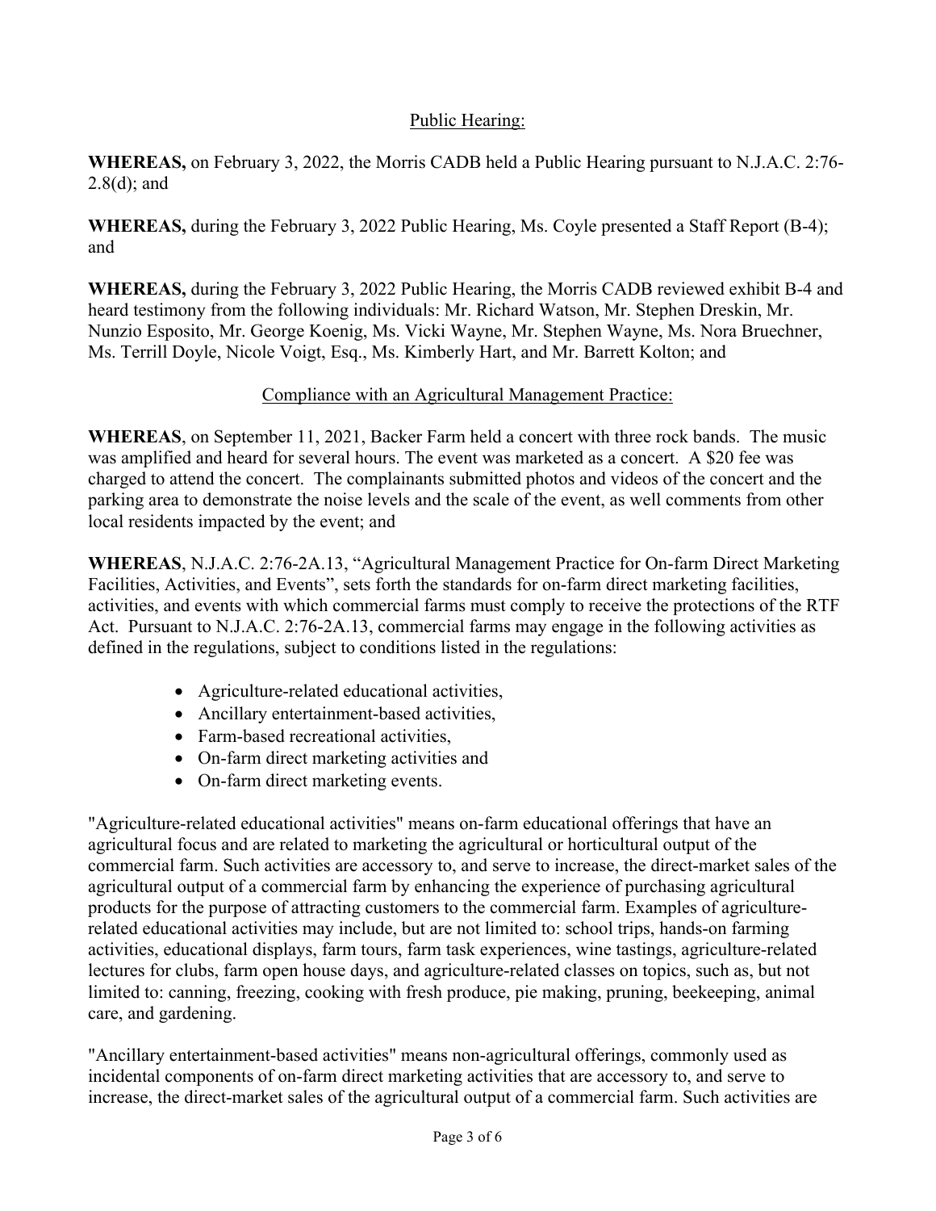## Public Hearing:

**WHEREAS,** on February 3, 2022, the Morris CADB held a Public Hearing pursuant to N.J.A.C. 2:76-2.8(d); and

**WHEREAS,** during the February 3, 2022 Public Hearing, Ms. Coyle presented a Staff Report (B-4); and

**WHEREAS,** during the February 3, 2022 Public Hearing, the Morris CADB reviewed exhibit B-4 and heard testimony from the following individuals: Mr. Richard Watson, Mr. Stephen Dreskin, Mr. Nunzio Esposito, Mr. George Koenig, Ms. Vicki Wayne, Mr. Stephen Wayne, Ms. Nora Bruechner, Ms. Terrill Doyle, Nicole Voigt, Esq., Ms. Kimberly Hart, and Mr. Barrett Kolton; and

## Compliance with an Agricultural Management Practice:

**WHEREAS**, on September 11, 2021, Backer Farm held a concert with three rock bands. The music was amplified and heard for several hours. The event was marketed as a concert. A $20 fee was charged to attend the concert. The complainants submitted photos and videos of the concert and the parking area to demonstrate the noise levels and the scale of the event, as well comments from other local residents impacted by the event; and

**WHEREAS**, N.J.A.C. 2:76-2A.13, "Agricultural Management Practice for On-farm Direct Marketing Facilities, Activities, and Events", sets forth the standards for on-farm direct marketing facilities, activities, and events with which commercial farms must comply to receive the protections of the RTF Act. Pursuant to N.J.A.C. 2:76-2A.13, commercial farms may engage in the following activities as defined in the regulations, subject to conditions listed in the regulations:

- Agriculture-related educational activities,
- Ancillary entertainment-based activities,
- Farm-based recreational activities,
- On-farm direct marketing activities and
- On-farm direct marketing events.

"Agriculture-related educational activities" means on-farm educational offerings that have an agricultural focus and are related to marketing the agricultural or horticultural output of the commercial farm. Such activities are accessory to, and serve to increase, the direct-market sales of the agricultural output of a commercial farm by enhancing the experience of purchasing agricultural products for the purpose of attracting customers to the commercial farm. Examples of agriculture-related educational activities may include, but are not limited to: school trips, hands-on farming activities, educational displays, farm tours, farm task experiences, wine tastings, agriculture-related lectures for clubs, farm open house days, and agriculture-related classes on topics, such as, but not limited to: canning, freezing, cooking with fresh produce, pie making, pruning, beekeeping, animal care, and gardening.

"Ancillary entertainment-based activities" means non-agricultural offerings, commonly used as incidental components of on-farm direct marketing activities that are accessory to, and serve to increase, the direct-market sales of the agricultural output of a commercial farm. Such activities are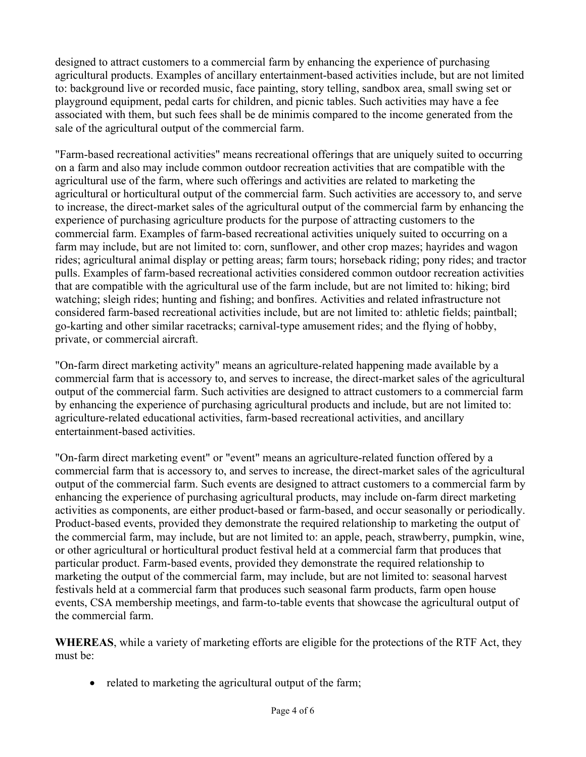designed to attract customers to a commercial farm by enhancing the experience of purchasing agricultural products. Examples of ancillary entertainment-based activities include, but are not limited to: background live or recorded music, face painting, story telling, sandbox area, small swing set or playground equipment, pedal carts for children, and picnic tables. Such activities may have a fee associated with them, but such fees shall be de minimis compared to the income generated from the sale of the agricultural output of the commercial farm.

"Farm-based recreational activities" means recreational offerings that are uniquely suited to occurring on a farm and also may include common outdoor recreation activities that are compatible with the agricultural use of the farm, where such offerings and activities are related to marketing the agricultural or horticultural output of the commercial farm. Such activities are accessory to, and serve to increase, the direct-market sales of the agricultural output of the commercial farm by enhancing the experience of purchasing agriculture products for the purpose of attracting customers to the commercial farm. Examples of farm-based recreational activities uniquely suited to occurring on a farm may include, but are not limited to: corn, sunflower, and other crop mazes; hayrides and wagon rides; agricultural animal display or petting areas; farm tours; horseback riding; pony rides; and tractor pulls. Examples of farm-based recreational activities considered common outdoor recreation activities that are compatible with the agricultural use of the farm include, but are not limited to: hiking; bird watching; sleigh rides; hunting and fishing; and bonfires. Activities and related infrastructure not considered farm-based recreational activities include, but are not limited to: athletic fields; paintball; go-karting and other similar racetracks; carnival-type amusement rides; and the flying of hobby, private, or commercial aircraft.

"On-farm direct marketing activity" means an agriculture-related happening made available by a commercial farm that is accessory to, and serves to increase, the direct-market sales of the agricultural output of the commercial farm. Such activities are designed to attract customers to a commercial farm by enhancing the experience of purchasing agricultural products and include, but are not limited to: agriculture-related educational activities, farm-based recreational activities, and ancillary entertainment-based activities.

"On-farm direct marketing event" or "event" means an agriculture-related function offered by a commercial farm that is accessory to, and serves to increase, the direct-market sales of the agricultural output of the commercial farm. Such events are designed to attract customers to a commercial farm by enhancing the experience of purchasing agricultural products, may include on-farm direct marketing activities as components, are either product-based or farm-based, and occur seasonally or periodically. Product-based events, provided they demonstrate the required relationship to marketing the output of the commercial farm, may include, but are not limited to: an apple, peach, strawberry, pumpkin, wine, or other agricultural or horticultural product festival held at a commercial farm that produces that particular product. Farm-based events, provided they demonstrate the required relationship to marketing the output of the commercial farm, may include, but are not limited to: seasonal harvest festivals held at a commercial farm that produces such seasonal farm products, farm open house events, CSA membership meetings, and farm-to-table events that showcase the agricultural output of the commercial farm.

**WHEREAS**, while a variety of marketing efforts are eligible for the protections of the RTF Act, they must be:

- related to marketing the agricultural output of the farm;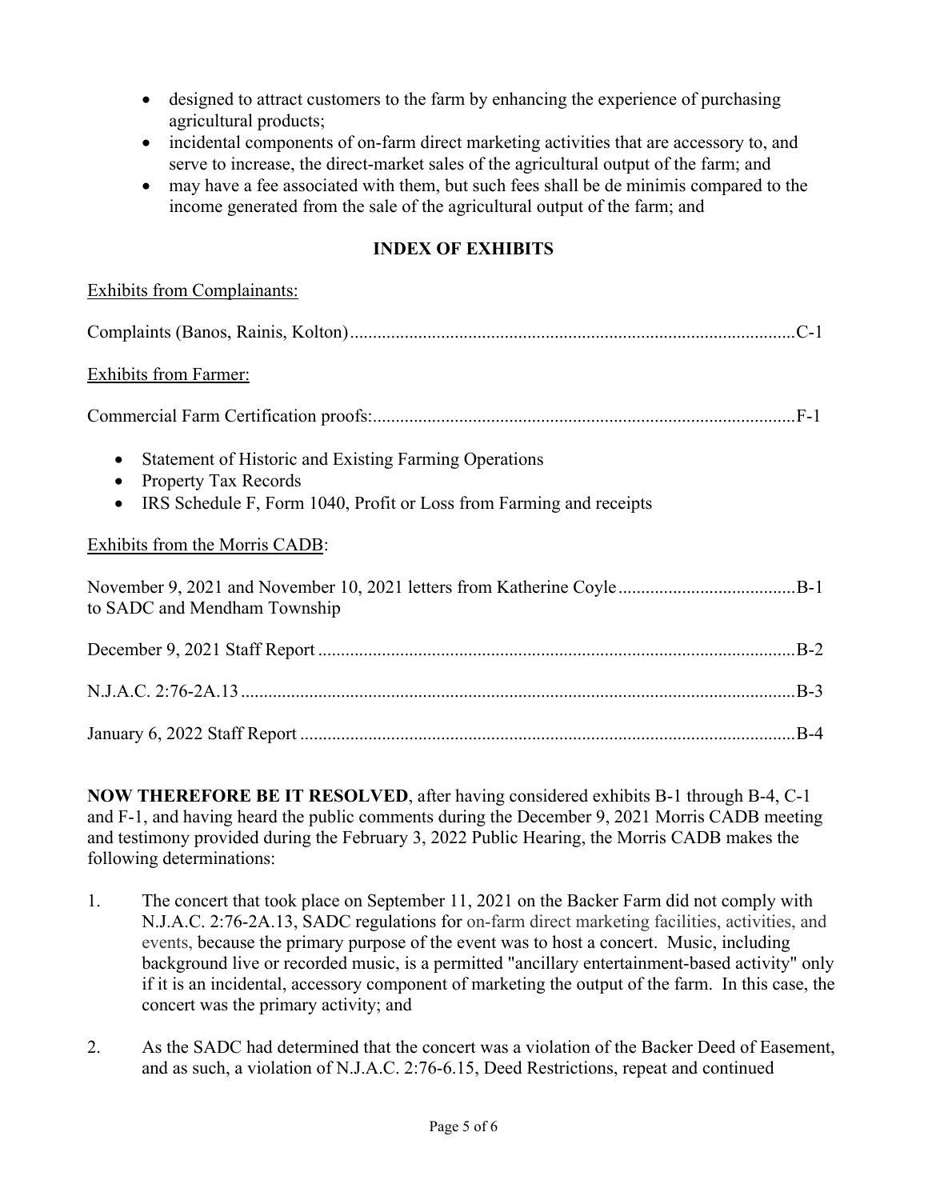- designed to attract customers to the farm by enhancing the experience of purchasing agricultural products;
- incidental components of on-farm direct marketing activities that are accessory to, and serve to increase, the direct-market sales of the agricultural output of the farm; and
- may have a fee associated with them, but such fees shall be de minimis compared to the income generated from the sale of the agricultural output of the farm; and

## INDEX OF EXHIBITS

Exhibits from Complainants:

Complaints (Banos, Rainis, Kolton)....................................................................................................C-1

Exhibits from Farmer:

Commercial Farm Certification proofs:..............................................................................................F-1

- Statement of Historic and Existing Farming Operations
- Property Tax Records
- IRS Schedule F, Form 1040, Profit or Loss from Farming and receipts

Exhibits from the Morris CADB:

November 9, 2021 and November 10, 2021 letters from Katherine Coyle.......................................B-1
to SADC and Mendham Township

December 9, 2021 Staff Report ..........................................................................................................B-2

N.J.A.C. 2:76-2A.13 ...........................................................................................................................B-3

January 6, 2022 Staff Report ..............................................................................................................B-4

**NOW THEREFORE BE IT RESOLVED**, after having considered exhibits B-1 through B-4, C-1 and F-1, and having heard the public comments during the December 9, 2021 Morris CADB meeting and testimony provided during the February 3, 2022 Public Hearing, the Morris CADB makes the following determinations:

1. The concert that took place on September 11, 2021 on the Backer Farm did not comply with N.J.A.C. 2:76-2A.13, SADC regulations for on-farm direct marketing facilities, activities, and events, because the primary purpose of the event was to host a concert. Music, including background live or recorded music, is a permitted "ancillary entertainment-based activity" only if it is an incidental, accessory component of marketing the output of the farm. In this case, the concert was the primary activity; and

2. As the SADC had determined that the concert was a violation of the Backer Deed of Easement, and as such, a violation of N.J.A.C. 2:76-6.15, Deed Restrictions, repeat and continued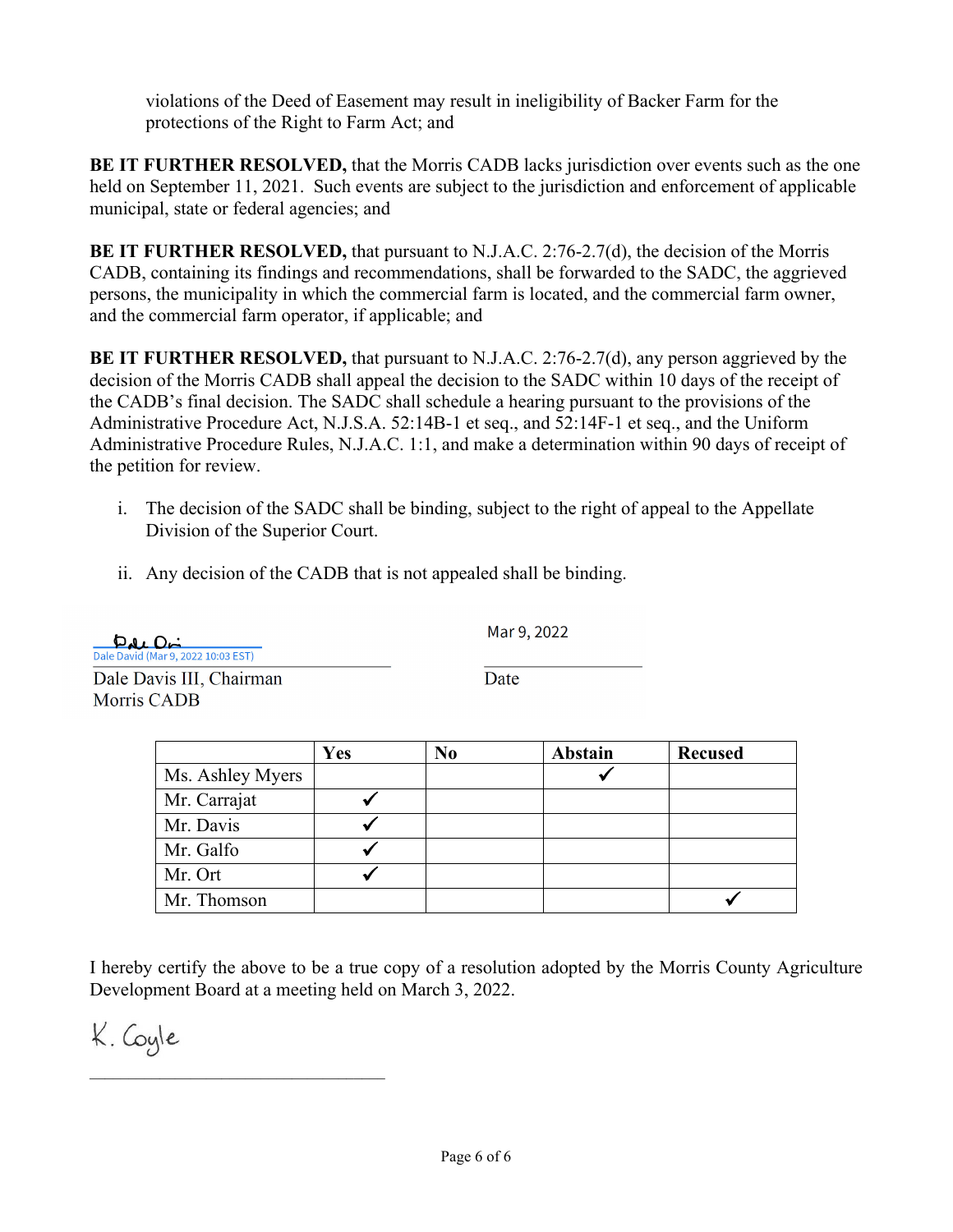violations of the Deed of Easement may result in ineligibility of Backer Farm for the protections of the Right to Farm Act; and

**BE IT FURTHER RESOLVED,** that the Morris CADB lacks jurisdiction over events such as the one held on September 11, 2021. Such events are subject to the jurisdiction and enforcement of applicable municipal, state or federal agencies; and

**BE IT FURTHER RESOLVED,** that pursuant to N.J.A.C. 2:76-2.7(d), the decision of the Morris CADB, containing its findings and recommendations, shall be forwarded to the SADC, the aggrieved persons, the municipality in which the commercial farm is located, and the commercial farm owner, and the commercial farm operator, if applicable; and

**BE IT FURTHER RESOLVED,** that pursuant to N.J.A.C. 2:76-2.7(d), any person aggrieved by the decision of the Morris CADB shall appeal the decision to the SADC within 10 days of the receipt of the CADB's final decision. The SADC shall schedule a hearing pursuant to the provisions of the Administrative Procedure Act, N.J.S.A. 52:14B-1 et seq., and 52:14F-1 et seq., and the Uniform Administrative Procedure Rules, N.J.A.C. 1:1, and make a determination within 90 days of receipt of the petition for review.

i. The decision of the SADC shall be binding, subject to the right of appeal to the Appellate Division of the Superior Court.

ii. Any decision of the CADB that is not appealed shall be binding.

Dale David (Mar 9, 2022 10:03 EST)
Dale Davis III, Chairman
Morris CADB

Mar 9, 2022
Date

| | Yes | No | Abstain | Recused |
|---|---|---|---|---|
| Ms. Ashley Myers | | | ✓ | |
| Mr. Carrajat | ✓ | | | |
| Mr. Davis | ✓ | | | |
| Mr. Galfo | ✓ | | | |
| Mr. Ort | ✓ | | | |
| Mr. Thomson | | | | ✓ |

I hereby certify the above to be a true copy of a resolution adopted by the Morris County Agriculture Development Board at a meeting held on March 3, 2022.

K. Coyle